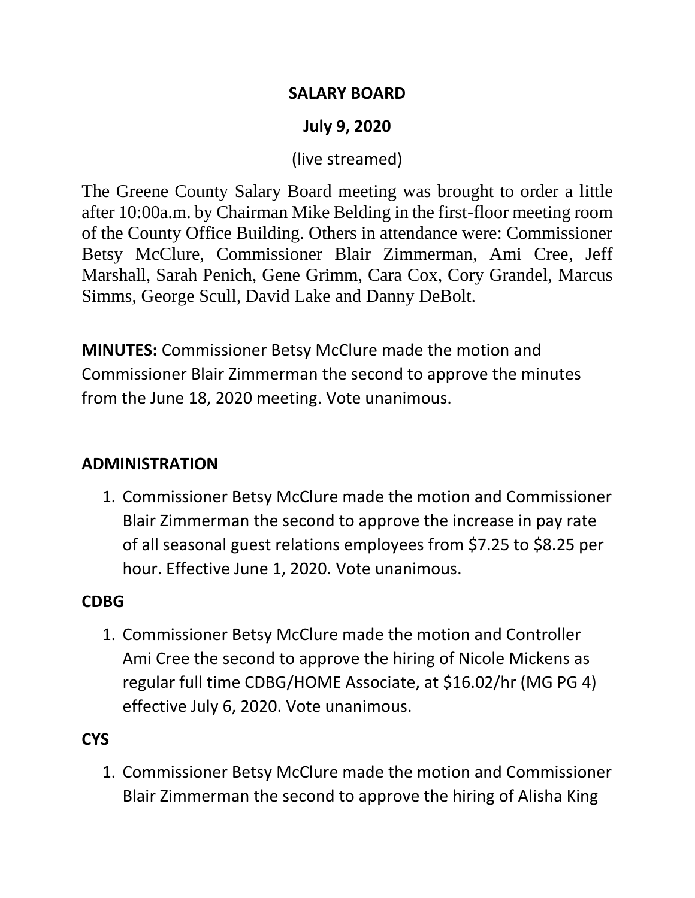# SALARY BOARD

## July 9, 2020

(live streamed)

The Greene County Salary Board meeting was brought to order a little after 10:00a.m. by Chairman Mike Belding in the first-floor meeting room of the County Office Building. Others in attendance were: Commissioner Betsy McClure, Commissioner Blair Zimmerman, Ami Cree, Jeff Marshall, Sarah Penich, Gene Grimm, Cara Cox, Cory Grandel, Marcus Simms, George Scull, David Lake and Danny DeBolt.

**MINUTES:** Commissioner Betsy McClure made the motion and Commissioner Blair Zimmerman the second to approve the minutes from the June 18, 2020 meeting. Vote unanimous.

### ADMINISTRATION

1. Commissioner Betsy McClure made the motion and Commissioner Blair Zimmerman the second to approve the increase in pay rate of all seasonal guest relations employees from $7.25 to $8.25 per hour. Effective June 1, 2020. Vote unanimous.

### CDBG

1. Commissioner Betsy McClure made the motion and Controller Ami Cree the second to approve the hiring of Nicole Mickens as regular full time CDBG/HOME Associate, at $16.02/hr (MG PG 4) effective July 6, 2020. Vote unanimous.

### CYS

1. Commissioner Betsy McClure made the motion and Commissioner Blair Zimmerman the second to approve the hiring of Alisha King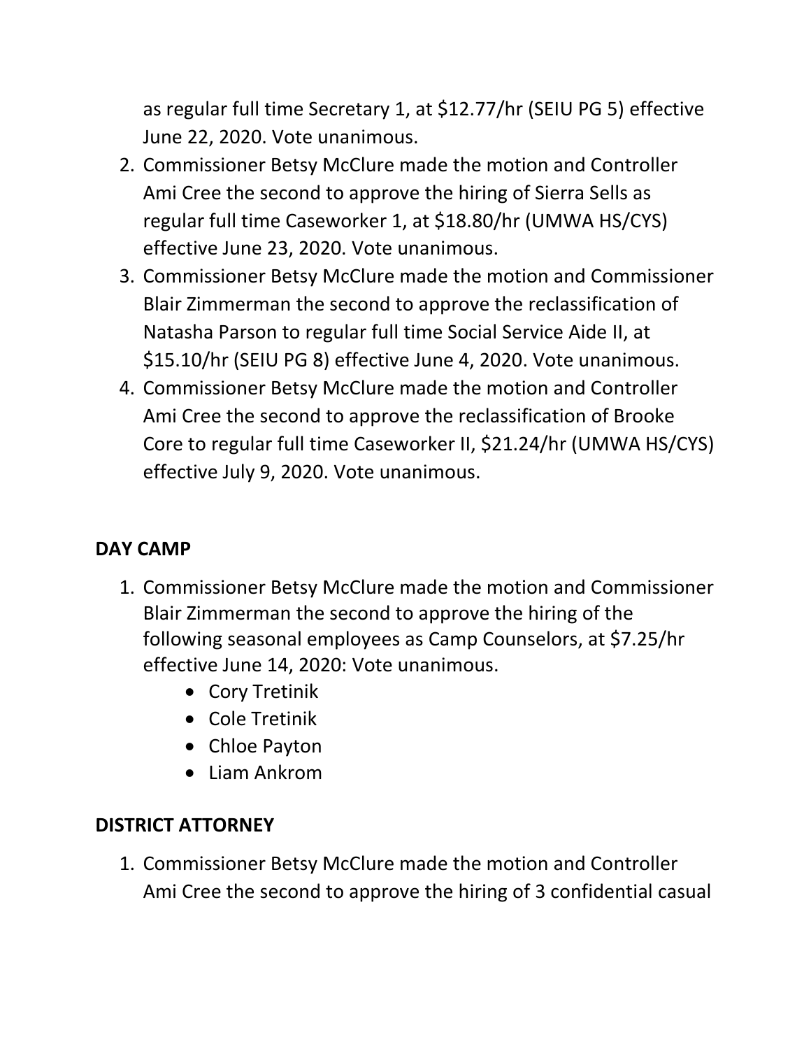as regular full time Secretary 1, at $12.77/hr (SEIU PG 5) effective June 22, 2020. Vote unanimous.

2. Commissioner Betsy McClure made the motion and Controller Ami Cree the second to approve the hiring of Sierra Sells as regular full time Caseworker 1, at $18.80/hr (UMWA HS/CYS) effective June 23, 2020. Vote unanimous.
3. Commissioner Betsy McClure made the motion and Commissioner Blair Zimmerman the second to approve the reclassification of Natasha Parson to regular full time Social Service Aide II, at $15.10/hr (SEIU PG 8) effective June 4, 2020. Vote unanimous.
4. Commissioner Betsy McClure made the motion and Controller Ami Cree the second to approve the reclassification of Brooke Core to regular full time Caseworker II, $21.24/hr (UMWA HS/CYS) effective July 9, 2020. Vote unanimous.

**DAY CAMP**

1. Commissioner Betsy McClure made the motion and Commissioner Blair Zimmerman the second to approve the hiring of the following seasonal employees as Camp Counselors, at $7.25/hr effective June 14, 2020: Vote unanimous.
   - Cory Tretinik
   - Cole Tretinik
   - Chloe Payton
   - Liam Ankrom

**DISTRICT ATTORNEY**

1. Commissioner Betsy McClure made the motion and Controller Ami Cree the second to approve the hiring of 3 confidential casual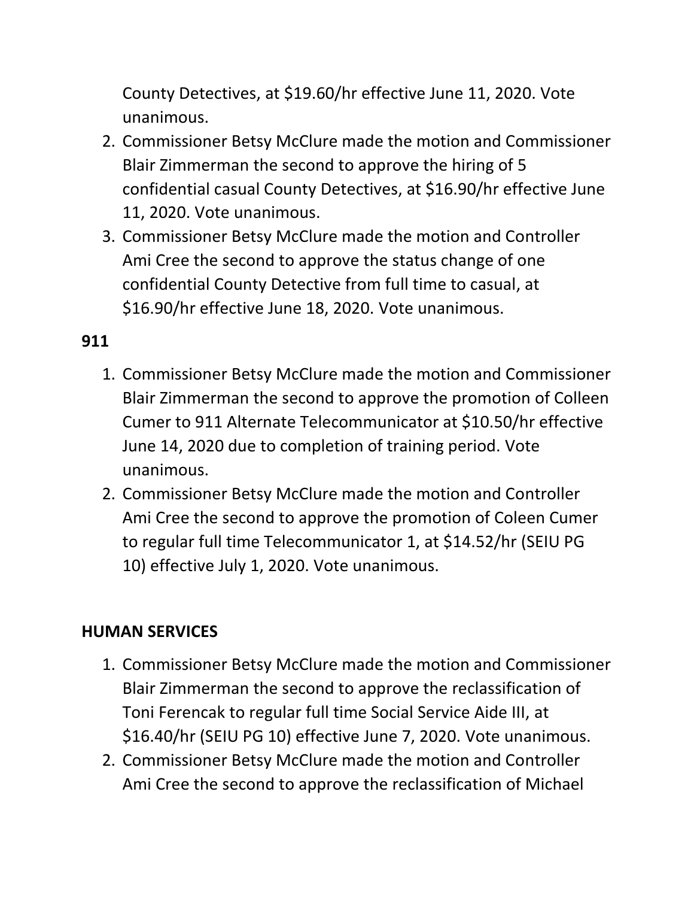County Detectives, at $19.60/hr effective June 11, 2020. Vote unanimous.

2. Commissioner Betsy McClure made the motion and Commissioner Blair Zimmerman the second to approve the hiring of 5 confidential casual County Detectives, at $16.90/hr effective June 11, 2020. Vote unanimous.
3. Commissioner Betsy McClure made the motion and Controller Ami Cree the second to approve the status change of one confidential County Detective from full time to casual, at $16.90/hr effective June 18, 2020. Vote unanimous.

**911**

1. Commissioner Betsy McClure made the motion and Commissioner Blair Zimmerman the second to approve the promotion of Colleen Cumer to 911 Alternate Telecommunicator at $10.50/hr effective June 14, 2020 due to completion of training period. Vote unanimous.
2. Commissioner Betsy McClure made the motion and Controller Ami Cree the second to approve the promotion of Coleen Cumer to regular full time Telecommunicator 1, at $14.52/hr (SEIU PG 10) effective July 1, 2020. Vote unanimous.

**HUMAN SERVICES**

1. Commissioner Betsy McClure made the motion and Commissioner Blair Zimmerman the second to approve the reclassification of Toni Ferencak to regular full time Social Service Aide III, at $16.40/hr (SEIU PG 10) effective June 7, 2020. Vote unanimous.
2. Commissioner Betsy McClure made the motion and Controller Ami Cree the second to approve the reclassification of Michael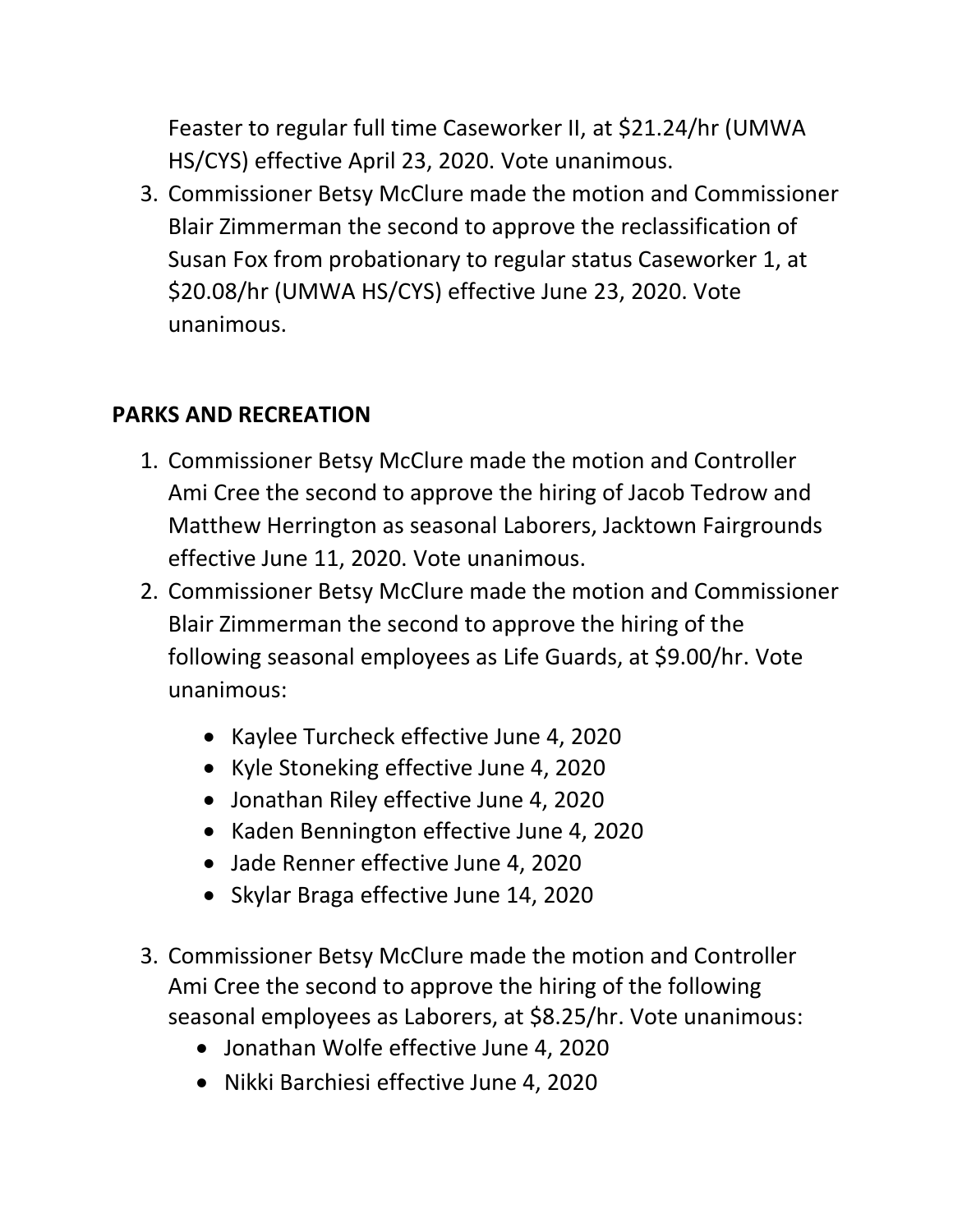Feaster to regular full time Caseworker II, at $21.24/hr (UMWA HS/CYS) effective April 23, 2020. Vote unanimous.

3. Commissioner Betsy McClure made the motion and Commissioner Blair Zimmerman the second to approve the reclassification of Susan Fox from probationary to regular status Caseworker 1, at $20.08/hr (UMWA HS/CYS) effective June 23, 2020. Vote unanimous.

**PARKS AND RECREATION**

1. Commissioner Betsy McClure made the motion and Controller Ami Cree the second to approve the hiring of Jacob Tedrow and Matthew Herrington as seasonal Laborers, Jacktown Fairgrounds effective June 11, 2020. Vote unanimous.
2. Commissioner Betsy McClure made the motion and Commissioner Blair Zimmerman the second to approve the hiring of the following seasonal employees as Life Guards, at $9.00/hr. Vote unanimous:
    - Kaylee Turcheck effective June 4, 2020
    - Kyle Stoneking effective June 4, 2020
    - Jonathan Riley effective June 4, 2020
    - Kaden Bennington effective June 4, 2020
    - Jade Renner effective June 4, 2020
    - Skylar Braga effective June 14, 2020
3. Commissioner Betsy McClure made the motion and Controller Ami Cree the second to approve the hiring of the following seasonal employees as Laborers, at $8.25/hr. Vote unanimous:
    - Jonathan Wolfe effective June 4, 2020
    - Nikki Barchiesi effective June 4, 2020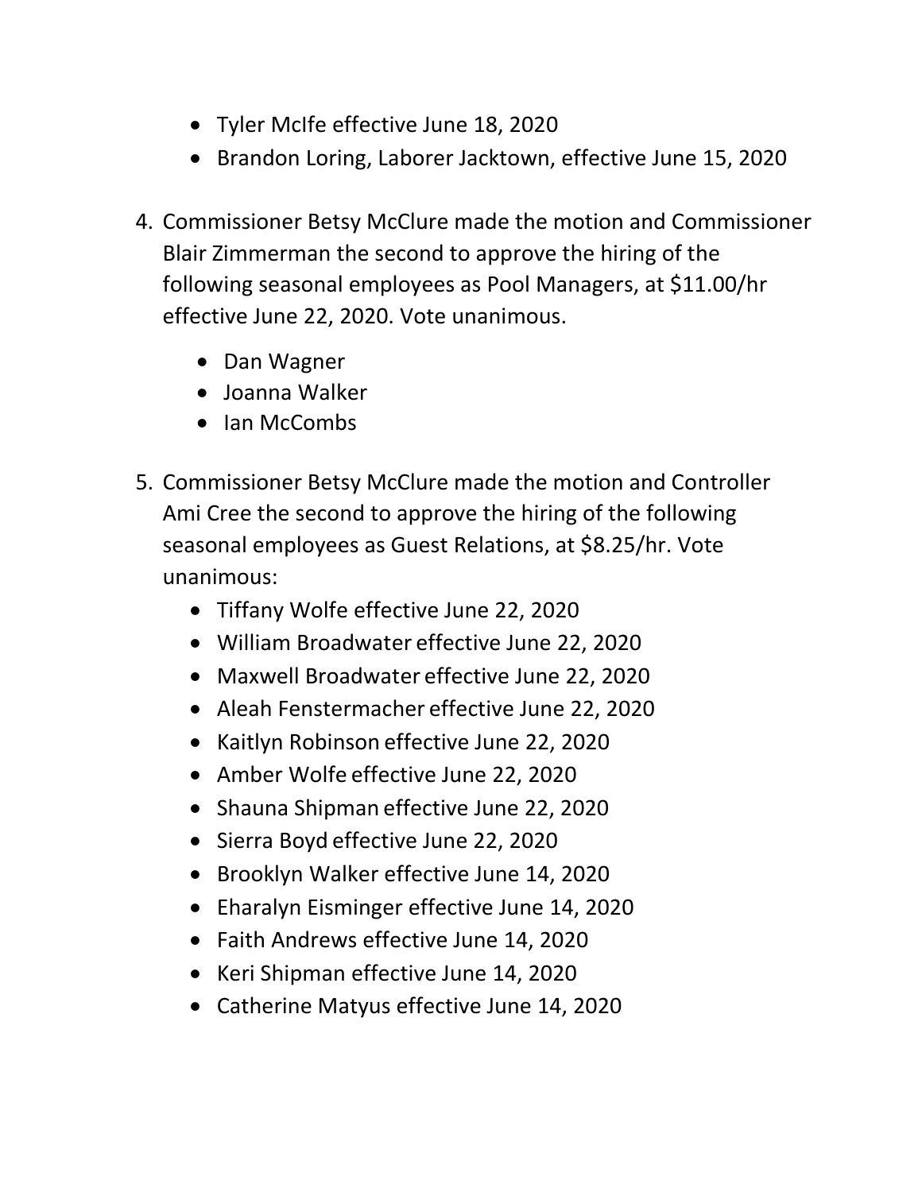- Tyler McIfe effective June 18, 2020
- Brandon Loring, Laborer Jacktown, effective June 15, 2020

4. Commissioner Betsy McClure made the motion and Commissioner Blair Zimmerman the second to approve the hiring of the following seasonal employees as Pool Managers, at $11.00/hr effective June 22, 2020. Vote unanimous.

   - Dan Wagner
   - Joanna Walker
   - Ian McCombs

5. Commissioner Betsy McClure made the motion and Controller Ami Cree the second to approve the hiring of the following seasonal employees as Guest Relations, at $8.25/hr. Vote unanimous:

   - Tiffany Wolfe effective June 22, 2020
   - William Broadwater effective June 22, 2020
   - Maxwell Broadwater effective June 22, 2020
   - Aleah Fenstermacher effective June 22, 2020
   - Kaitlyn Robinson effective June 22, 2020
   - Amber Wolfe effective June 22, 2020
   - Shauna Shipman effective June 22, 2020
   - Sierra Boyd effective June 22, 2020
   - Brooklyn Walker effective June 14, 2020
   - Eharalyn Eisminger effective June 14, 2020
   - Faith Andrews effective June 14, 2020
   - Keri Shipman effective June 14, 2020
   - Catherine Matyus effective June 14, 2020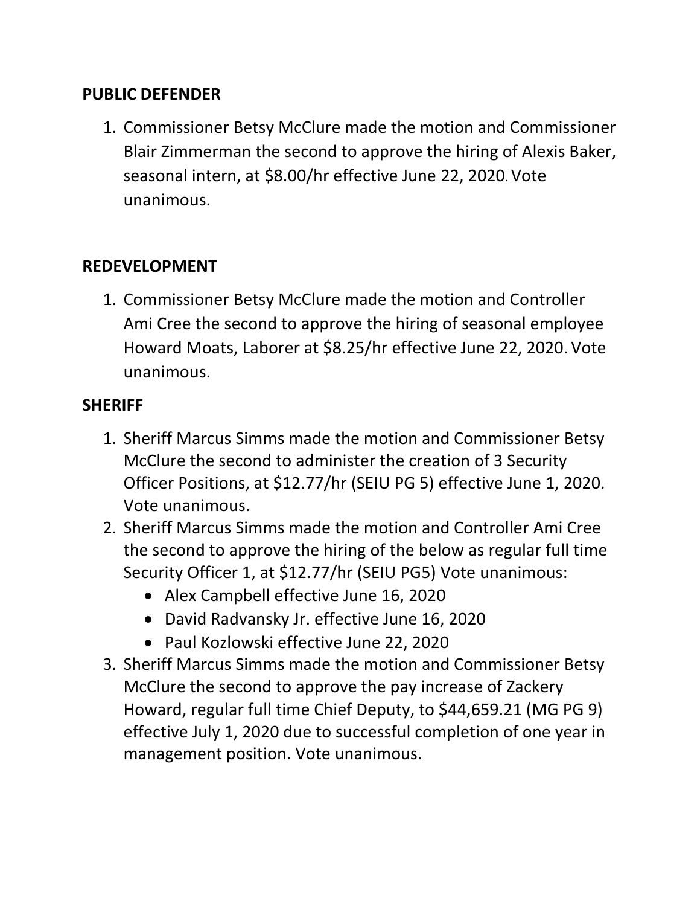**PUBLIC DEFENDER**

1. Commissioner Betsy McClure made the motion and Commissioner Blair Zimmerman the second to approve the hiring of Alexis Baker, seasonal intern, at $8.00/hr effective June 22, 2020. Vote unanimous.

**REDEVELOPMENT**

1. Commissioner Betsy McClure made the motion and Controller Ami Cree the second to approve the hiring of seasonal employee Howard Moats, Laborer at $8.25/hr effective June 22, 2020. Vote unanimous.

**SHERIFF**

1. Sheriff Marcus Simms made the motion and Commissioner Betsy McClure the second to administer the creation of 3 Security Officer Positions, at $12.77/hr (SEIU PG 5) effective June 1, 2020. Vote unanimous.
2. Sheriff Marcus Simms made the motion and Controller Ami Cree the second to approve the hiring of the below as regular full time Security Officer 1, at $12.77/hr (SEIU PG5) Vote unanimous:
   - Alex Campbell effective June 16, 2020
   - David Radvansky Jr. effective June 16, 2020
   - Paul Kozlowski effective June 22, 2020
3. Sheriff Marcus Simms made the motion and Commissioner Betsy McClure the second to approve the pay increase of Zackery Howard, regular full time Chief Deputy, to $44,659.21 (MG PG 9) effective July 1, 2020 due to successful completion of one year in management position. Vote unanimous.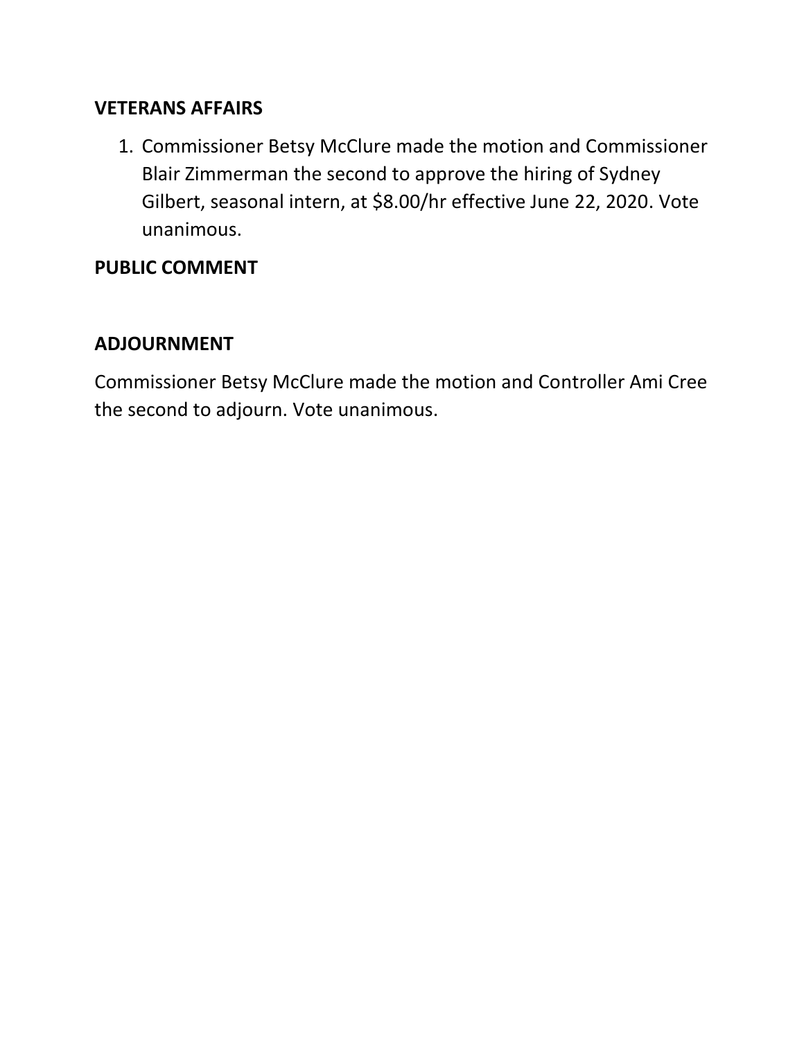**VETERANS AFFAIRS**

1. Commissioner Betsy McClure made the motion and Commissioner Blair Zimmerman the second to approve the hiring of Sydney Gilbert, seasonal intern, at $8.00/hr effective June 22, 2020. Vote unanimous.

**PUBLIC COMMENT**

**ADJOURNMENT**

Commissioner Betsy McClure made the motion and Controller Ami Cree the second to adjourn. Vote unanimous.